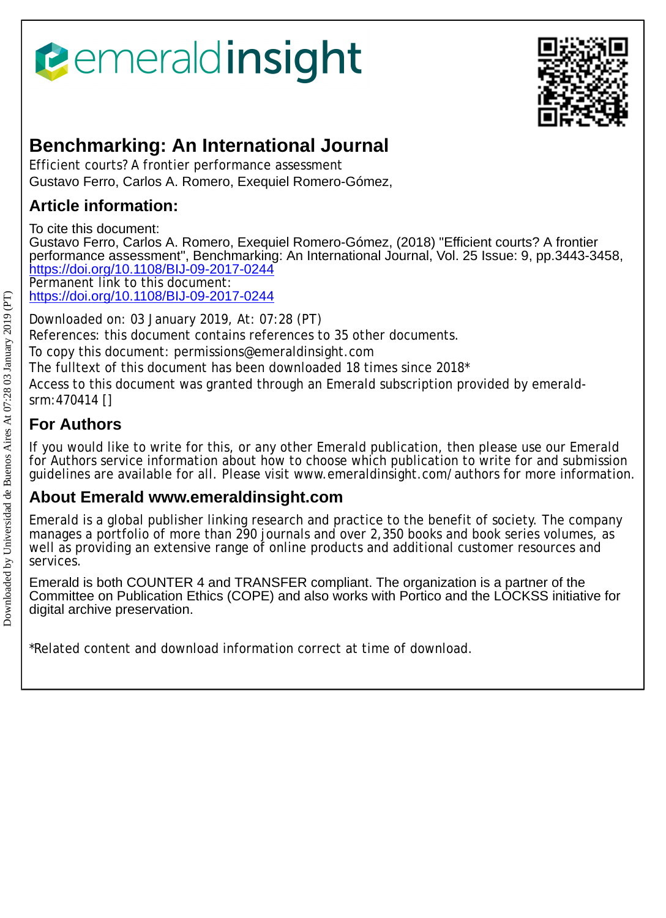emeraldinsight

# Benchmarking: An International Journal

Efficient courts? A frontier performance assessment

Gustavo Ferro, Carlos A. Romero, Exequiel Romero-Gómez,

## Article information:

To cite this document:

Gustavo Ferro, Carlos A. Romero, Exequiel Romero-Gómez, (2018) "Efficient courts? A frontier performance assessment", Benchmarking: An International Journal, Vol. 25 Issue: 9, pp.3443-3458, https://doi.org/10.1108/BIJ-09-2017-0244

Permanent link to this document:

https://doi.org/10.1108/BIJ-09-2017-0244

Downloaded on: 03 January 2019, At: 07:28 (PT)

References: this document contains references to 35 other documents.

To copy this document: permissions@emeraldinsight.com

The fulltext of this document has been downloaded 18 times since 2018*

Access to this document was granted through an Emerald subscription provided by emerald-srm:470414 []

## For Authors

If you would like to write for this, or any other Emerald publication, then please use our Emerald for Authors service information about how to choose which publication to write for and submission guidelines are available for all. Please visit www.emeraldinsight.com/authors for more information.

## About Emerald www.emeraldinsight.com

Emerald is a global publisher linking research and practice to the benefit of society. The company manages a portfolio of more than 290 journals and over 2,350 books and book series volumes, as well as providing an extensive range of online products and additional customer resources and services.

Emerald is both COUNTER 4 and TRANSFER compliant. The organization is a partner of the Committee on Publication Ethics (COPE) and also works with Portico and the LOCKSS initiative for digital archive preservation.

*Related content and download information correct at time of download.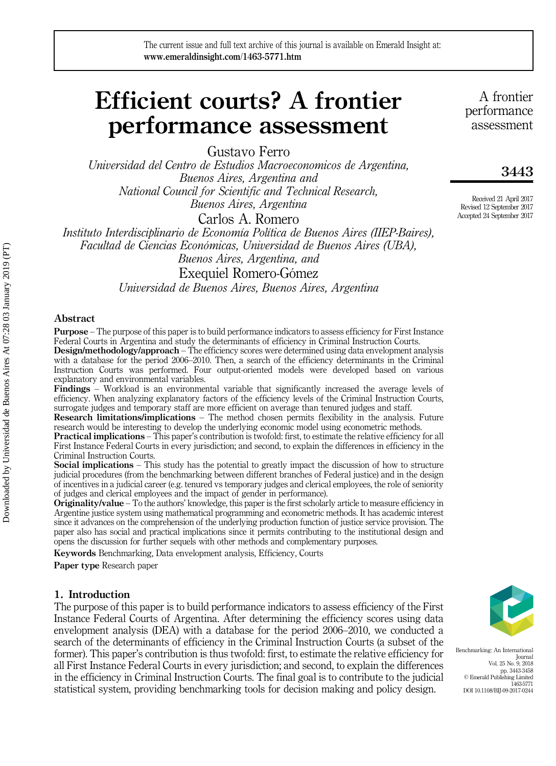# Efficient courts? A frontier performance assessment

Gustavo Ferro

*Universidad del Centro de Estudios Macroeconomicos de Argentina, Buenos Aires, Argentina and National Council for Scientific and Technical Research, Buenos Aires, Argentina*

Carlos A. Romero

*Instituto Interdisciplinario de Economía Política de Buenos Aires (IIEP-Baires), Facultad de Ciencias Económicas, Universidad de Buenos Aires (UBA), Buenos Aires, Argentina, and*

Exequiel Romero-Gómez

*Universidad de Buenos Aires, Buenos Aires, Argentina*

Received 21 April 2017
Revised 12 September 2017
Accepted 24 September 2017

## Abstract

**Purpose** – The purpose of this paper is to build performance indicators to assess efficiency for First Instance Federal Courts in Argentina and study the determinants of efficiency in Criminal Instruction Courts.

**Design/methodology/approach** – The efficiency scores were determined using data envelopment analysis with a database for the period 2006–2010. Then, a search of the efficiency determinants in the Criminal Instruction Courts was performed. Four output-oriented models were developed based on various explanatory and environmental variables.

**Findings** – Workload is an environmental variable that significantly increased the average levels of efficiency. When analyzing explanatory factors of the efficiency levels of the Criminal Instruction Courts, surrogate judges and temporary staff are more efficient on average than tenured judges and staff.

**Research limitations/implications** – The method chosen permits flexibility in the analysis. Future research would be interesting to develop the underlying economic model using econometric methods.

**Practical implications** – This paper's contribution is twofold: first, to estimate the relative efficiency for all First Instance Federal Courts in every jurisdiction; and second, to explain the differences in efficiency in the Criminal Instruction Courts.

**Social implications** – This study has the potential to greatly impact the discussion of how to structure judicial procedures (from the benchmarking between different branches of Federal justice) and in the design of incentives in a judicial career (e.g. tenured vs temporary judges and clerical employees, the role of seniority of judges and clerical employees and the impact of gender in performance).

**Originality/value** – To the authors' knowledge, this paper is the first scholarly article to measure efficiency in Argentine justice system using mathematical programming and econometric methods. It has academic interest since it advances on the comprehension of the underlying production function of justice service provision. The paper also has social and practical implications since it permits contributing to the institutional design and opens the discussion for further sequels with other methods and complementary purposes.

**Keywords** Benchmarking, Data envelopment analysis, Efficiency, Courts

**Paper type** Research paper

## 1. Introduction

The purpose of this paper is to build performance indicators to assess efficiency of the First Instance Federal Courts of Argentina. After determining the efficiency scores using data envelopment analysis (DEA) with a database for the period 2006–2010, we conducted a search of the determinants of efficiency in the Criminal Instruction Courts (a subset of the former). This paper's contribution is thus twofold: first, to estimate the relative efficiency for all First Instance Federal Courts in every jurisdiction; and second, to explain the differences in the efficiency in Criminal Instruction Courts. The final goal is to contribute to the judicial statistical system, providing benchmarking tools for decision making and policy design.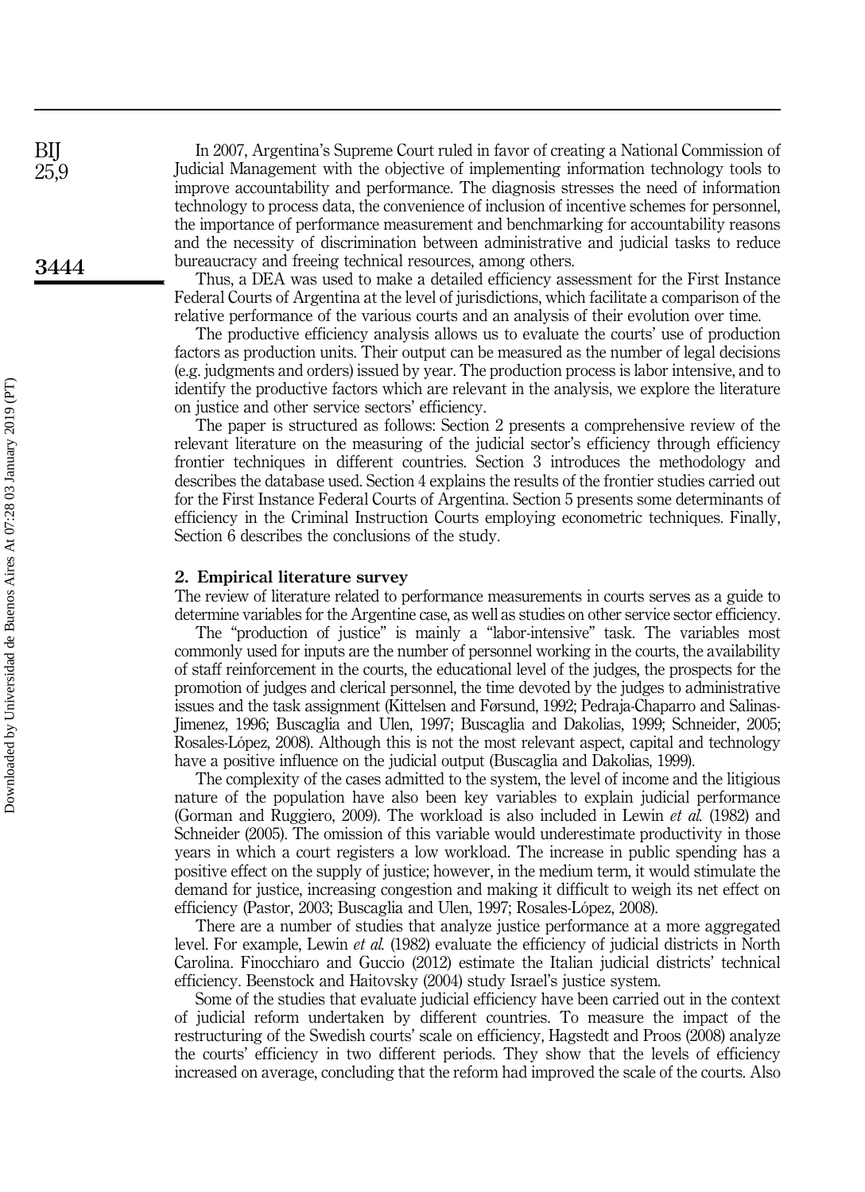In 2007, Argentina's Supreme Court ruled in favor of creating a National Commission of Judicial Management with the objective of implementing information technology tools to improve accountability and performance. The diagnosis stresses the need of information technology to process data, the convenience of inclusion of incentive schemes for personnel, the importance of performance measurement and benchmarking for accountability reasons and the necessity of discrimination between administrative and judicial tasks to reduce bureaucracy and freeing technical resources, among others.

Thus, a DEA was used to make a detailed efficiency assessment for the First Instance Federal Courts of Argentina at the level of jurisdictions, which facilitate a comparison of the relative performance of the various courts and an analysis of their evolution over time.

The productive efficiency analysis allows us to evaluate the courts' use of production factors as production units. Their output can be measured as the number of legal decisions (e.g. judgments and orders) issued by year. The production process is labor intensive, and to identify the productive factors which are relevant in the analysis, we explore the literature on justice and other service sectors' efficiency.

The paper is structured as follows: Section 2 presents a comprehensive review of the relevant literature on the measuring of the judicial sector's efficiency through efficiency frontier techniques in different countries. Section 3 introduces the methodology and describes the database used. Section 4 explains the results of the frontier studies carried out for the First Instance Federal Courts of Argentina. Section 5 presents some determinants of efficiency in the Criminal Instruction Courts employing econometric techniques. Finally, Section 6 describes the conclusions of the study.

## 2. Empirical literature survey

The review of literature related to performance measurements in courts serves as a guide to determine variables for the Argentine case, as well as studies on other service sector efficiency.

The "production of justice" is mainly a "labor-intensive" task. The variables most commonly used for inputs are the number of personnel working in the courts, the availability of staff reinforcement in the courts, the educational level of the judges, the prospects for the promotion of judges and clerical personnel, the time devoted by the judges to administrative issues and the task assignment (Kittelsen and Førsund, 1992; Pedraja-Chaparro and Salinas-Jimenez, 1996; Buscaglia and Ulen, 1997; Buscaglia and Dakolias, 1999; Schneider, 2005; Rosales-López, 2008). Although this is not the most relevant aspect, capital and technology have a positive influence on the judicial output (Buscaglia and Dakolias, 1999).

The complexity of the cases admitted to the system, the level of income and the litigious nature of the population have also been key variables to explain judicial performance (Gorman and Ruggiero, 2009). The workload is also included in Lewin *et al.* (1982) and Schneider (2005). The omission of this variable would underestimate productivity in those years in which a court registers a low workload. The increase in public spending has a positive effect on the supply of justice; however, in the medium term, it would stimulate the demand for justice, increasing congestion and making it difficult to weigh its net effect on efficiency (Pastor, 2003; Buscaglia and Ulen, 1997; Rosales-López, 2008).

There are a number of studies that analyze justice performance at a more aggregated level. For example, Lewin *et al.* (1982) evaluate the efficiency of judicial districts in North Carolina. Finocchiaro and Guccio (2012) estimate the Italian judicial districts' technical efficiency. Beenstock and Haitovsky (2004) study Israel's justice system.

Some of the studies that evaluate judicial efficiency have been carried out in the context of judicial reform undertaken by different countries. To measure the impact of the restructuring of the Swedish courts' scale on efficiency, Hagstedt and Proos (2008) analyze the courts' efficiency in two different periods. They show that the levels of efficiency increased on average, concluding that the reform had improved the scale of the courts. Also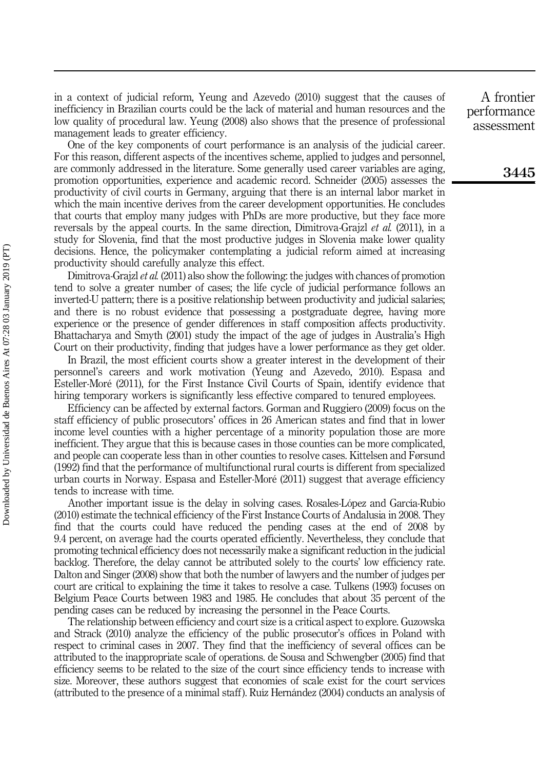in a context of judicial reform, Yeung and Azevedo (2010) suggest that the causes of inefficiency in Brazilian courts could be the lack of material and human resources and the low quality of procedural law. Yeung (2008) also shows that the presence of professional management leads to greater efficiency.

One of the key components of court performance is an analysis of the judicial career. For this reason, different aspects of the incentives scheme, applied to judges and personnel, are commonly addressed in the literature. Some generally used career variables are aging, promotion opportunities, experience and academic record. Schneider (2005) assesses the productivity of civil courts in Germany, arguing that there is an internal labor market in which the main incentive derives from the career development opportunities. He concludes that courts that employ many judges with PhDs are more productive, but they face more reversals by the appeal courts. In the same direction, Dimitrova-Grajzl *et al.* (2011), in a study for Slovenia, find that the most productive judges in Slovenia make lower quality decisions. Hence, the policymaker contemplating a judicial reform aimed at increasing productivity should carefully analyze this effect.

Dimitrova-Grajzl *et al.* (2011) also show the following: the judges with chances of promotion tend to solve a greater number of cases; the life cycle of judicial performance follows an inverted-U pattern; there is a positive relationship between productivity and judicial salaries; and there is no robust evidence that possessing a postgraduate degree, having more experience or the presence of gender differences in staff composition affects productivity. Bhattacharya and Smyth (2001) study the impact of the age of judges in Australia's High Court on their productivity, finding that judges have a lower performance as they get older.

In Brazil, the most efficient courts show a greater interest in the development of their personnel's careers and work motivation (Yeung and Azevedo, 2010). Espasa and Esteller-Moré (2011), for the First Instance Civil Courts of Spain, identify evidence that hiring temporary workers is significantly less effective compared to tenured employees.

Efficiency can be affected by external factors. Gorman and Ruggiero (2009) focus on the staff efficiency of public prosecutors' offices in 26 American states and find that in lower income level counties with a higher percentage of a minority population those are more inefficient. They argue that this is because cases in those counties can be more complicated, and people can cooperate less than in other counties to resolve cases. Kittelsen and Førsund (1992) find that the performance of multifunctional rural courts is different from specialized urban courts in Norway. Espasa and Esteller-Moré (2011) suggest that average efficiency tends to increase with time.

Another important issue is the delay in solving cases. Rosales-López and García-Rubio (2010) estimate the technical efficiency of the First Instance Courts of Andalusia in 2008. They find that the courts could have reduced the pending cases at the end of 2008 by 9.4 percent, on average had the courts operated efficiently. Nevertheless, they conclude that promoting technical efficiency does not necessarily make a significant reduction in the judicial backlog. Therefore, the delay cannot be attributed solely to the courts' low efficiency rate. Dalton and Singer (2008) show that both the number of lawyers and the number of judges per court are critical to explaining the time it takes to resolve a case. Tulkens (1993) focuses on Belgium Peace Courts between 1983 and 1985. He concludes that about 35 percent of the pending cases can be reduced by increasing the personnel in the Peace Courts.

The relationship between efficiency and court size is a critical aspect to explore. Guzowska and Strack (2010) analyze the efficiency of the public prosecutor's offices in Poland with respect to criminal cases in 2007. They find that the inefficiency of several offices can be attributed to the inappropriate scale of operations. de Sousa and Schwengber (2005) find that efficiency seems to be related to the size of the court since efficiency tends to increase with size. Moreover, these authors suggest that economies of scale exist for the court services (attributed to the presence of a minimal staff). Ruíz Hernández (2004) conducts an analysis of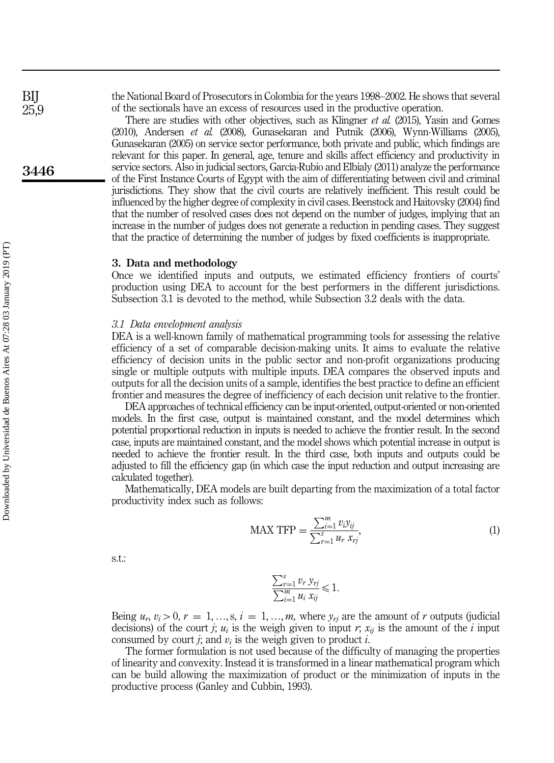the National Board of Prosecutors in Colombia for the years 1998–2002. He shows that several of the sectionals have an excess of resources used in the productive operation.

There are studies with other objectives, such as Klingner *et al.* (2015), Yasin and Gomes (2010), Andersen *et al.* (2008), Gunasekaran and Putnik (2006), Wynn-Williams (2005), Gunasekaran (2005) on service sector performance, both private and public, which findings are relevant for this paper. In general, age, tenure and skills affect efficiency and productivity in service sectors. Also in judicial sectors, García-Rubio and Elbialy (2011) analyze the performance of the First Instance Courts of Egypt with the aim of differentiating between civil and criminal jurisdictions. They show that the civil courts are relatively inefficient. This result could be influenced by the higher degree of complexity in civil cases. Beenstock and Haitovsky (2004) find that the number of resolved cases does not depend on the number of judges, implying that an increase in the number of judges does not generate a reduction in pending cases. They suggest that the practice of determining the number of judges by fixed coefficients is inappropriate.

## 3. Data and methodology

Once we identified inputs and outputs, we estimated efficiency frontiers of courts' production using DEA to account for the best performers in the different jurisdictions. Subsection 3.1 is devoted to the method, while Subsection 3.2 deals with the data.

### *3.1 Data envelopment analysis*

DEA is a well-known family of mathematical programming tools for assessing the relative efficiency of a set of comparable decision-making units. It aims to evaluate the relative efficiency of decision units in the public sector and non-profit organizations producing single or multiple outputs with multiple inputs. DEA compares the observed inputs and outputs for all the decision units of a sample, identifies the best practice to define an efficient frontier and measures the degree of inefficiency of each decision unit relative to the frontier.

DEA approaches of technical efficiency can be input-oriented, output-oriented or non-oriented models. In the first case, output is maintained constant, and the model determines which potential proportional reduction in inputs is needed to achieve the frontier result. In the second case, inputs are maintained constant, and the model shows which potential increase in output is needed to achieve the frontier result. In the third case, both inputs and outputs could be adjusted to fill the efficiency gap (in which case the input reduction and output increasing are calculated together).

Mathematically, DEA models are built departing from the maximization of a total factor productivity index such as follows:

$$\text{MAX TFP} = \frac{\sum_{i=1}^{m} v_i y_{ij}}{\sum_{r=1}^{s} u_r \, x_{rj}}, \tag{1}$$

s.t.:

$$\frac{\sum_{r=1}^{s} v_r \, y_{rj}}{\sum_{i=1}^{m} u_i \, x_{ij}} \leqslant 1.$$

Being $u_r, v_i > 0$, $r = 1, \ldots, s$, $i = 1, \ldots, m$, where $y_{rj}$ are the amount of $r$ outputs (judicial decisions) of the court $j$; $u_i$ is the weigh given to input $r$; $x_{ij}$ is the amount of the $i$ input consumed by court $j$; and $v_i$ is the weigh given to product $i$.

The former formulation is not used because of the difficulty of managing the properties of linearity and convexity. Instead it is transformed in a linear mathematical program which can be build allowing the maximization of product or the minimization of inputs in the productive process (Ganley and Cubbin, 1993).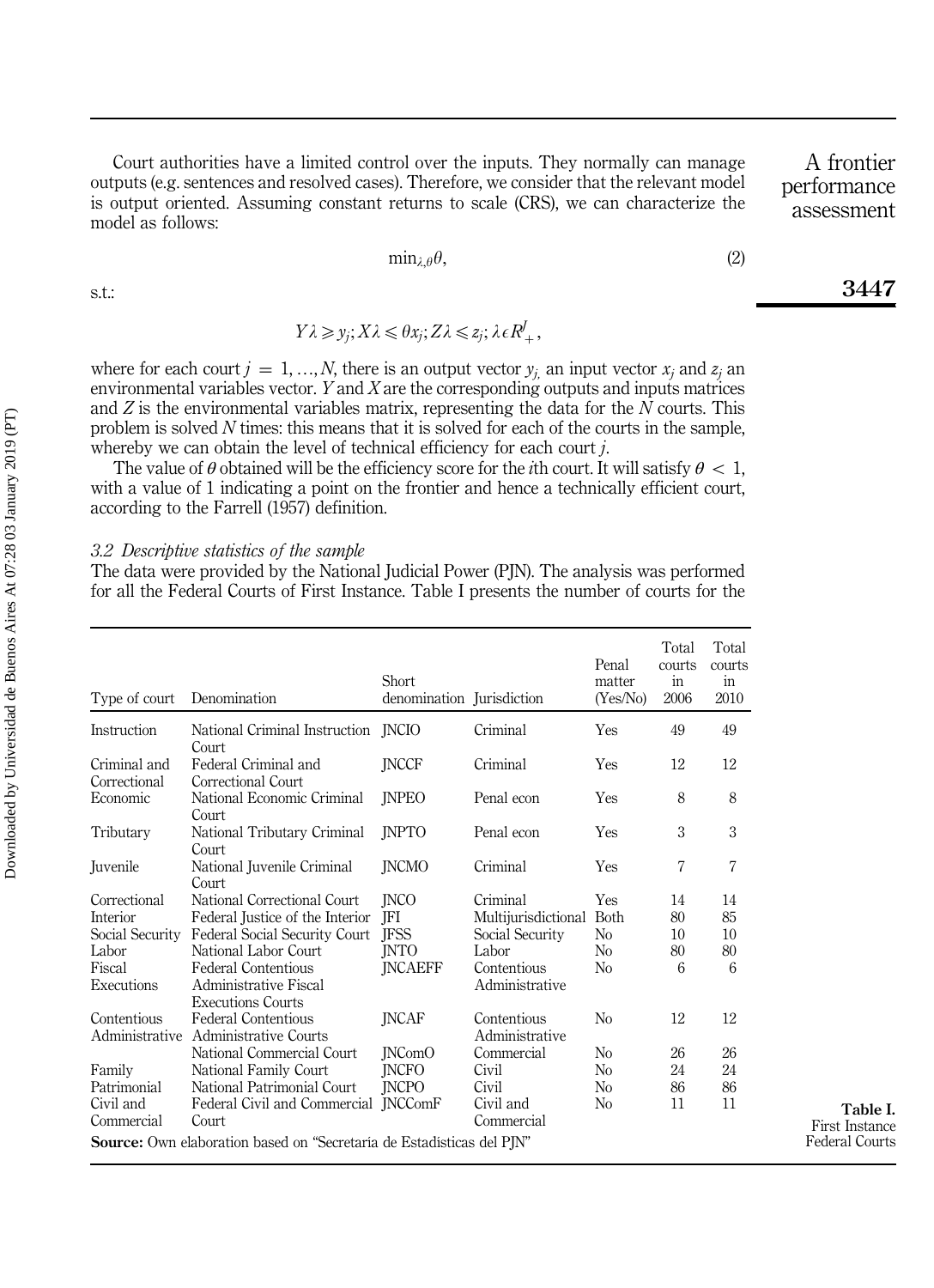Court authorities have a limited control over the inputs. They normally can manage outputs (e.g. sentences and resolved cases). Therefore, we consider that the relevant model is output oriented. Assuming constant returns to scale (CRS), we can characterize the model as follows:

$$\min_{\lambda,\theta}\theta, \tag{2}$$

s.t.:

$$Y\lambda \geqslant y_j; X\lambda \leqslant \theta x_j; Z\lambda \leqslant z_j; \lambda \epsilon R^J_+,$$

where for each court $j = 1, \ldots, N$, there is an output vector $y_j$, an input vector $x_j$ and $z_j$ an environmental variables vector. $Y$ and $X$ are the corresponding outputs and inputs matrices and $Z$ is the environmental variables matrix, representing the data for the $N$ courts. This problem is solved $N$ times: this means that it is solved for each of the courts in the sample, whereby we can obtain the level of technical efficiency for each court $j$.

The value of $\theta$ obtained will be the efficiency score for the $i$th court. It will satisfy $\theta < 1$, with a value of 1 indicating a point on the frontier and hence a technically efficient court, according to the Farrell (1957) definition.

### 3.2 Descriptive statistics of the sample

The data were provided by the National Judicial Power (PJN). The analysis was performed for all the Federal Courts of First Instance. Table I presents the number of courts for the

| Type of court | Denomination | Short denomination | Jurisdiction | Penal matter (Yes/No) | Total courts in 2006 | Total courts in 2010 |
|---|---|---|---|---|---|---|
| Instruction | National Criminal Instruction Court | JNCIO | Criminal | Yes | 49 | 49 |
| Criminal and Correctional | Federal Criminal and Correctional Court | JNCCF | Criminal | Yes | 12 | 12 |
| Economic | National Economic Criminal Court | JNPEO | Penal econ | Yes | 8 | 8 |
| Tributary | National Tributary Criminal Court | JNPTO | Penal econ | Yes | 3 | 3 |
| Juvenile | National Juvenile Criminal Court | JNCMO | Criminal | Yes | 7 | 7 |
| Correctional | National Correctional Court | JNCO | Criminal | Yes | 14 | 14 |
| Interior | Federal Justice of the Interior | JFI | Multijurisdictional | Both | 80 | 85 |
| Social Security | Federal Social Security Court | JFSS | Social Security | No | 10 | 10 |
| Labor | National Labor Court | JNTO | Labor | No | 80 | 80 |
| Fiscal Executions | Federal Contentious Administrative Fiscal Executions Courts | JNCAEFF | Contentious Administrative | No | 6 | 6 |
| Contentious Administrative | Federal Contentious Administrative Courts | JNCAF | Contentious Administrative | No | 12 | 12 |
| | National Commercial Court | JNComO | Commercial | No | 26 | 26 |
| Family | National Family Court | JNCFO | Civil | No | 24 | 24 |
| Patrimonial | National Patrimonial Court | JNCPO | Civil | No | 86 | 86 |
| Civil and Commercial | Federal Civil and Commercial Court | JNCComF | Civil and Commercial | No | 11 | 11 |

**Source:** Own elaboration based on "Secretaria de Estadisticas del PJN"

**Table I.** First Instance Federal Courts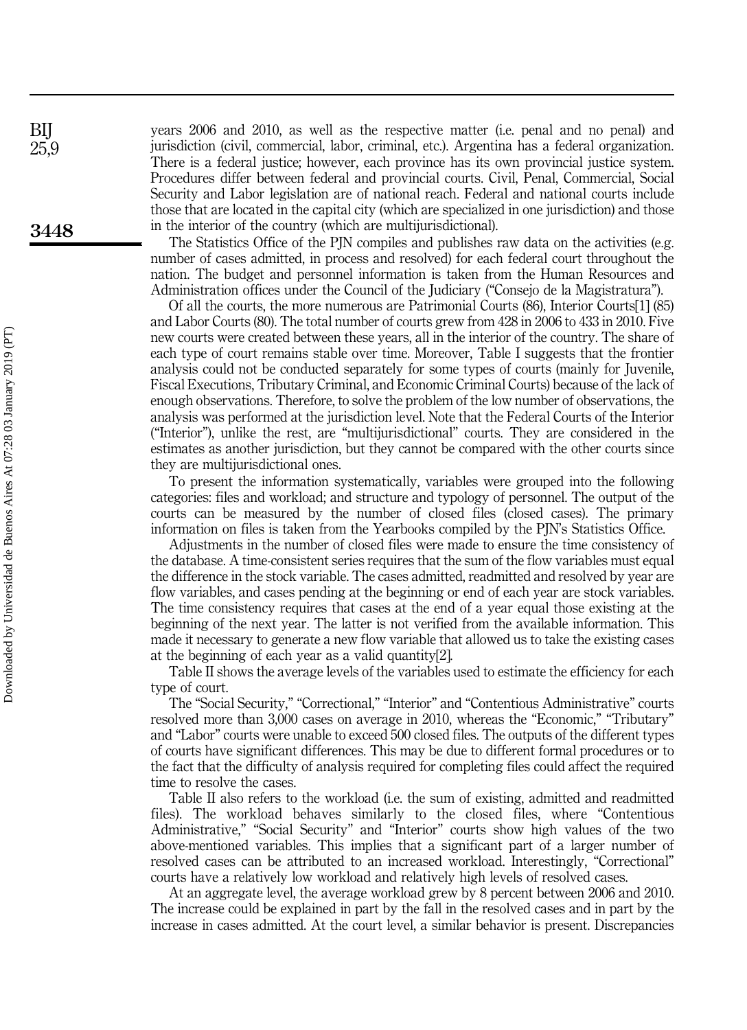years 2006 and 2010, as well as the respective matter (i.e. penal and no penal) and jurisdiction (civil, commercial, labor, criminal, etc.). Argentina has a federal organization. There is a federal justice; however, each province has its own provincial justice system. Procedures differ between federal and provincial courts. Civil, Penal, Commercial, Social Security and Labor legislation are of national reach. Federal and national courts include those that are located in the capital city (which are specialized in one jurisdiction) and those in the interior of the country (which are multijurisdictional).

The Statistics Office of the PJN compiles and publishes raw data on the activities (e.g. number of cases admitted, in process and resolved) for each federal court throughout the nation. The budget and personnel information is taken from the Human Resources and Administration offices under the Council of the Judiciary ("Consejo de la Magistratura").

Of all the courts, the more numerous are Patrimonial Courts (86), Interior Courts[1] (85) and Labor Courts (80). The total number of courts grew from 428 in 2006 to 433 in 2010. Five new courts were created between these years, all in the interior of the country. The share of each type of court remains stable over time. Moreover, Table I suggests that the frontier analysis could not be conducted separately for some types of courts (mainly for Juvenile, Fiscal Executions, Tributary Criminal, and Economic Criminal Courts) because of the lack of enough observations. Therefore, to solve the problem of the low number of observations, the analysis was performed at the jurisdiction level. Note that the Federal Courts of the Interior ("Interior"), unlike the rest, are "multijurisdictional" courts. They are considered in the estimates as another jurisdiction, but they cannot be compared with the other courts since they are multijurisdictional ones.

To present the information systematically, variables were grouped into the following categories: files and workload; and structure and typology of personnel. The output of the courts can be measured by the number of closed files (closed cases). The primary information on files is taken from the Yearbooks compiled by the PJN's Statistics Office.

Adjustments in the number of closed files were made to ensure the time consistency of the database. A time-consistent series requires that the sum of the flow variables must equal the difference in the stock variable. The cases admitted, readmitted and resolved by year are flow variables, and cases pending at the beginning or end of each year are stock variables. The time consistency requires that cases at the end of a year equal those existing at the beginning of the next year. The latter is not verified from the available information. This made it necessary to generate a new flow variable that allowed us to take the existing cases at the beginning of each year as a valid quantity[2].

Table II shows the average levels of the variables used to estimate the efficiency for each type of court.

The "Social Security," "Correctional," "Interior" and "Contentious Administrative" courts resolved more than 3,000 cases on average in 2010, whereas the "Economic," "Tributary" and "Labor" courts were unable to exceed 500 closed files. The outputs of the different types of courts have significant differences. This may be due to different formal procedures or to the fact that the difficulty of analysis required for completing files could affect the required time to resolve the cases.

Table II also refers to the workload (i.e. the sum of existing, admitted and readmitted files). The workload behaves similarly to the closed files, where "Contentious Administrative," "Social Security" and "Interior" courts show high values of the two above-mentioned variables. This implies that a significant part of a larger number of resolved cases can be attributed to an increased workload. Interestingly, "Correctional" courts have a relatively low workload and relatively high levels of resolved cases.

At an aggregate level, the average workload grew by 8 percent between 2006 and 2010. The increase could be explained in part by the fall in the resolved cases and in part by the increase in cases admitted. At the court level, a similar behavior is present. Discrepancies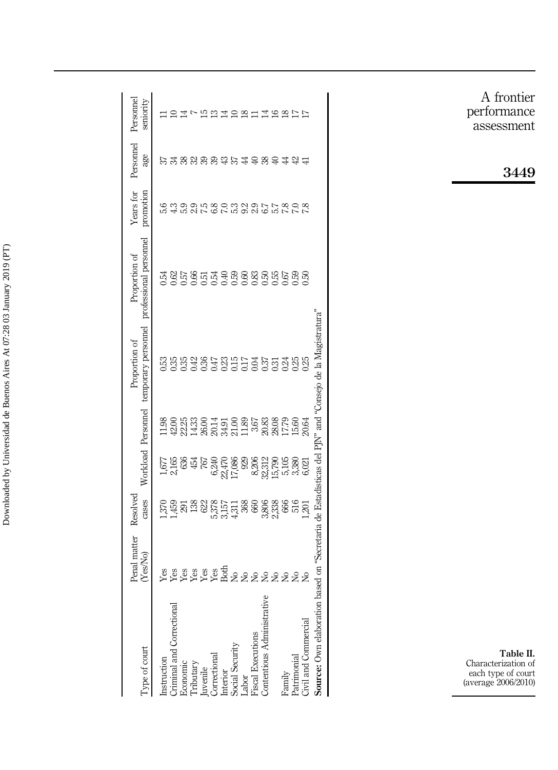Table II. Characterization of each type of court (average 2006/2010)

| Type of court | Penal matter (Yes/No) | Resolved cases | Workload | Personnel | Proportion of temporary personnel | Proportion of professional personnel | Years for promotion | Personnel age | Personnel seniority |
|---|---|---|---|---|---|---|---|---|---|
| Instruction | Yes | 1,370 | 1,677 | 11.98 | 0.53 | 0.54 | 5.6 | 37 | 11 |
| Criminal and Correctional | Yes | 1,459 | 2,165 | 42.00 | 0.35 | 0.62 | 4.3 | 34 | 10 |
| Economic | Yes | 291 | 636 | 22.25 | 0.35 | 0.57 | 5.9 | 38 | 14 |
| Tributary | Yes | 138 | 454 | 14.33 | 0.42 | 0.66 | 2.9 | 32 | 7 |
| Juvenile | Yes | 622 | 767 | 26.00 | 0.36 | 0.51 | 7.5 | 39 | 15 |
| Correctional | Yes | 5,378 | 6,240 | 20.14 | 0.47 | 0.54 | 6.8 | 39 | 13 |
| Interior | Both | 3,157 | 22,470 | 34.91 | 0.23 | 0.40 | 7.0 | 43 | 14 |
| Social Security | No | 4,311 | 17,086 | 21.00 | 0.15 | 0.59 | 5.3 | 37 | 10 |
| Labor | No | 368 | 929 | 11.89 | 0.17 | 0.60 | 9.2 | 44 | 18 |
| Fiscal Executions | No | 660 | 8,206 | 3.67 | 0.04 | 0.83 | 2.9 | 40 | 11 |
| Contentious Administrative | No | 3,806 | 32,312 | 20.83 | 0.37 | 0.50 | 6.7 | 38 | 14 |
|  | No | 2,338 | 15,790 | 28.08 | 0.31 | 0.55 | 5.7 | 40 | 16 |
| Family | No | 666 | 5,105 | 17.79 | 0.24 | 0.67 | 7.8 | 44 | 18 |
| Patrimonial | No | 516 | 3,380 | 15.60 | 0.25 | 0.59 | 7.0 | 42 | 17 |
| Civil and Commercial | No | 1,201 | 6,021 | 20.64 | 0.25 | 0.50 | 7.8 | 41 | 17 |

**Source:** Own elaboration based on "Secretaría de Estadísticas del PJN" and "Consejo de la Magistratura"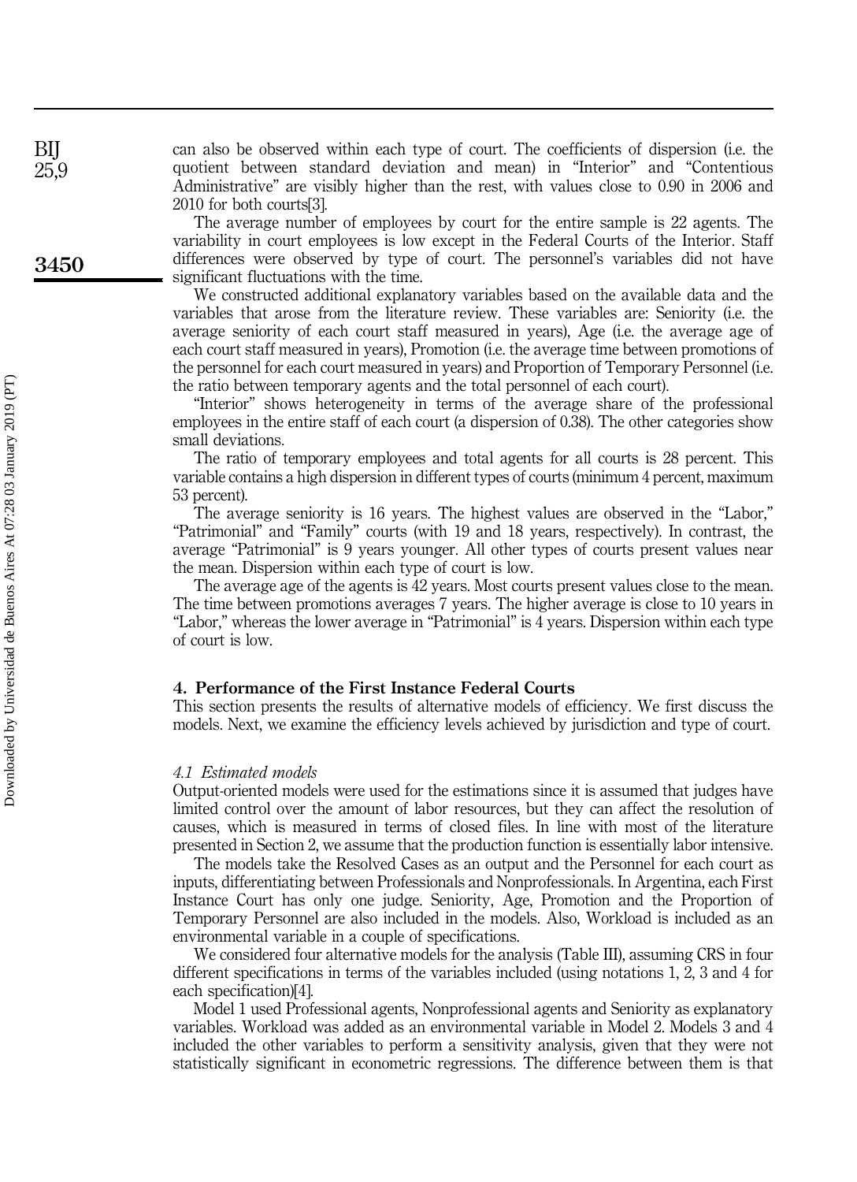can also be observed within each type of court. The coefficients of dispersion (i.e. the quotient between standard deviation and mean) in "Interior" and "Contentious Administrative" are visibly higher than the rest, with values close to 0.90 in 2006 and 2010 for both courts[3].

The average number of employees by court for the entire sample is 22 agents. The variability in court employees is low except in the Federal Courts of the Interior. Staff differences were observed by type of court. The personnel's variables did not have significant fluctuations with the time.

We constructed additional explanatory variables based on the available data and the variables that arose from the literature review. These variables are: Seniority (i.e. the average seniority of each court staff measured in years), Age (i.e. the average age of each court staff measured in years), Promotion (i.e. the average time between promotions of the personnel for each court measured in years) and Proportion of Temporary Personnel (i.e. the ratio between temporary agents and the total personnel of each court).

"Interior" shows heterogeneity in terms of the average share of the professional employees in the entire staff of each court (a dispersion of 0.38). The other categories show small deviations.

The ratio of temporary employees and total agents for all courts is 28 percent. This variable contains a high dispersion in different types of courts (minimum 4 percent, maximum 53 percent).

The average seniority is 16 years. The highest values are observed in the "Labor," "Patrimonial" and "Family" courts (with 19 and 18 years, respectively). In contrast, the average "Patrimonial" is 9 years younger. All other types of courts present values near the mean. Dispersion within each type of court is low.

The average age of the agents is 42 years. Most courts present values close to the mean. The time between promotions averages 7 years. The higher average is close to 10 years in "Labor," whereas the lower average in "Patrimonial" is 4 years. Dispersion within each type of court is low.

## 4. Performance of the First Instance Federal Courts

This section presents the results of alternative models of efficiency. We first discuss the models. Next, we examine the efficiency levels achieved by jurisdiction and type of court.

### *4.1 Estimated models*

Output-oriented models were used for the estimations since it is assumed that judges have limited control over the amount of labor resources, but they can affect the resolution of causes, which is measured in terms of closed files. In line with most of the literature presented in Section 2, we assume that the production function is essentially labor intensive.

The models take the Resolved Cases as an output and the Personnel for each court as inputs, differentiating between Professionals and Nonprofessionals. In Argentina, each First Instance Court has only one judge. Seniority, Age, Promotion and the Proportion of Temporary Personnel are also included in the models. Also, Workload is included as an environmental variable in a couple of specifications.

We considered four alternative models for the analysis (Table III), assuming CRS in four different specifications in terms of the variables included (using notations 1, 2, 3 and 4 for each specification)[4].

Model 1 used Professional agents, Nonprofessional agents and Seniority as explanatory variables. Workload was added as an environmental variable in Model 2. Models 3 and 4 included the other variables to perform a sensitivity analysis, given that they were not statistically significant in econometric regressions. The difference between them is that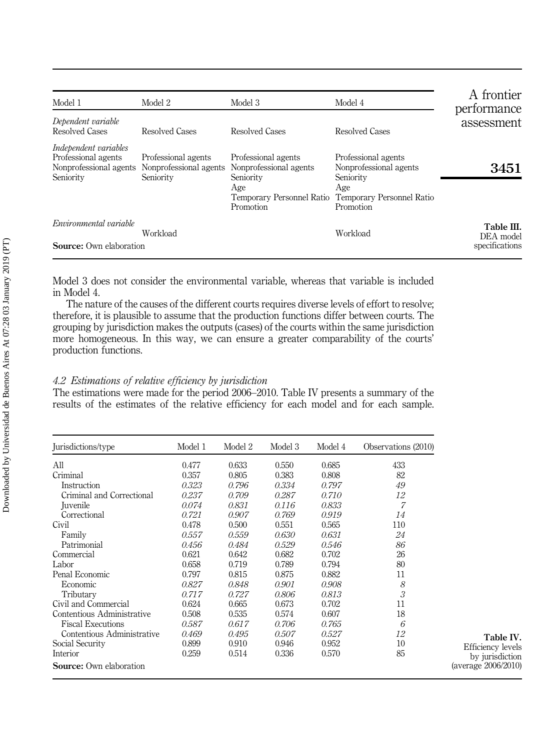| Model 1 | Model 2 | Model 3 | Model 4 |
|---|---|---|---|
| *Dependent variable* | | | |
| Resolved Cases | Resolved Cases | Resolved Cases | Resolved Cases |
| *Independent variables* | | | |
| Professional agents | Professional agents | Professional agents | Professional agents |
| Nonprofessional agents | Nonprofessional agents | Nonprofessional agents | Nonprofessional agents |
| Seniority | Seniority | Seniority | Seniority |
| | | Age | Age |
| | | Temporary Personnel Ratio | Temporary Personnel Ratio |
| | | Promotion | Promotion |
| *Environmental variable* | | | |
| | Workload | | Workload |

**Source:** Own elaboration

**Table III.** DEA model specifications

Model 3 does not consider the environmental variable, whereas that variable is included in Model 4.

The nature of the causes of the different courts requires diverse levels of effort to resolve; therefore, it is plausible to assume that the production functions differ between courts. The grouping by jurisdiction makes the outputs (cases) of the courts within the same jurisdiction more homogeneous. In this way, we can ensure a greater comparability of the courts' production functions.

### *4.2 Estimations of relative efficiency by jurisdiction*

The estimations were made for the period 2006–2010. Table IV presents a summary of the results of the estimates of the relative efficiency for each model and for each sample.

| Jurisdictions/type | Model 1 | Model 2 | Model 3 | Model 4 | Observations (2010) |
|---|---|---|---|---|---|
| All | 0.477 | 0.633 | 0.550 | 0.685 | 433 |
| Criminal | 0.357 | 0.805 | 0.383 | 0.808 | 82 |
| *Instruction* | *0.323* | *0.796* | *0.334* | *0.797* | *49* |
| *Criminal and Correctional* | *0.237* | *0.709* | *0.287* | *0.710* | *12* |
| *Juvenile* | *0.074* | *0.831* | *0.116* | *0.833* | *7* |
| *Correctional* | *0.721* | *0.907* | *0.769* | *0.919* | *14* |
| Civil | 0.478 | 0.500 | 0.551 | 0.565 | 110 |
| *Family* | *0.557* | *0.559* | *0.630* | *0.631* | *24* |
| *Patrimonial* | *0.456* | *0.484* | *0.529* | *0.546* | *86* |
| Commercial | 0.621 | 0.642 | 0.682 | 0.702 | 26 |
| Labor | 0.658 | 0.719 | 0.789 | 0.794 | 80 |
| Penal Economic | 0.797 | 0.815 | 0.875 | 0.882 | 11 |
| *Economic* | *0.827* | *0.848* | *0.901* | *0.908* | *8* |
| *Tributary* | *0.717* | *0.727* | *0.806* | *0.813* | *3* |
| Civil and Commercial | 0.624 | 0.665 | 0.673 | 0.702 | 11 |
| Contentious Administrative | 0.508 | 0.535 | 0.574 | 0.607 | 18 |
| *Fiscal Executions* | *0.587* | *0.617* | *0.706* | *0.765* | *6* |
| *Contentious Administrative* | *0.469* | *0.495* | *0.507* | *0.527* | *12* |
| Social Security | 0.899 | 0.910 | 0.946 | 0.952 | 10 |
| Interior | 0.259 | 0.514 | 0.336 | 0.570 | 85 |

**Source:** Own elaboration

**Table IV.** Efficiency levels by jurisdiction (average 2006/2010)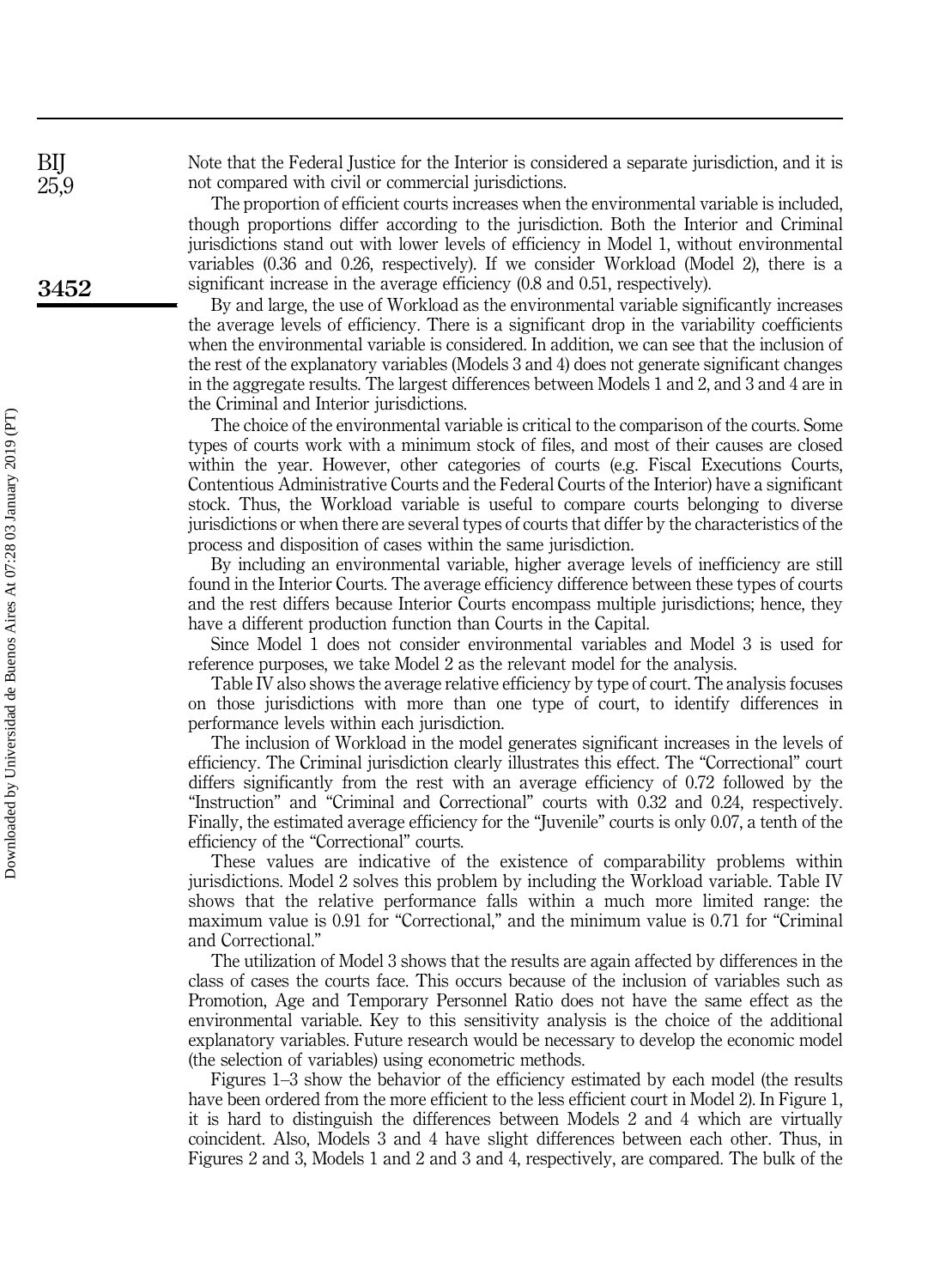Note that the Federal Justice for the Interior is considered a separate jurisdiction, and it is not compared with civil or commercial jurisdictions.

The proportion of efficient courts increases when the environmental variable is included, though proportions differ according to the jurisdiction. Both the Interior and Criminal jurisdictions stand out with lower levels of efficiency in Model 1, without environmental variables (0.36 and 0.26, respectively). If we consider Workload (Model 2), there is a significant increase in the average efficiency (0.8 and 0.51, respectively).

By and large, the use of Workload as the environmental variable significantly increases the average levels of efficiency. There is a significant drop in the variability coefficients when the environmental variable is considered. In addition, we can see that the inclusion of the rest of the explanatory variables (Models 3 and 4) does not generate significant changes in the aggregate results. The largest differences between Models 1 and 2, and 3 and 4 are in the Criminal and Interior jurisdictions.

The choice of the environmental variable is critical to the comparison of the courts. Some types of courts work with a minimum stock of files, and most of their causes are closed within the year. However, other categories of courts (e.g. Fiscal Executions Courts, Contentious Administrative Courts and the Federal Courts of the Interior) have a significant stock. Thus, the Workload variable is useful to compare courts belonging to diverse jurisdictions or when there are several types of courts that differ by the characteristics of the process and disposition of cases within the same jurisdiction.

By including an environmental variable, higher average levels of inefficiency are still found in the Interior Courts. The average efficiency difference between these types of courts and the rest differs because Interior Courts encompass multiple jurisdictions; hence, they have a different production function than Courts in the Capital.

Since Model 1 does not consider environmental variables and Model 3 is used for reference purposes, we take Model 2 as the relevant model for the analysis.

Table IV also shows the average relative efficiency by type of court. The analysis focuses on those jurisdictions with more than one type of court, to identify differences in performance levels within each jurisdiction.

The inclusion of Workload in the model generates significant increases in the levels of efficiency. The Criminal jurisdiction clearly illustrates this effect. The "Correctional" court differs significantly from the rest with an average efficiency of 0.72 followed by the "Instruction" and "Criminal and Correctional" courts with 0.32 and 0.24, respectively. Finally, the estimated average efficiency for the "Juvenile" courts is only 0.07, a tenth of the efficiency of the "Correctional" courts.

These values are indicative of the existence of comparability problems within jurisdictions. Model 2 solves this problem by including the Workload variable. Table IV shows that the relative performance falls within a much more limited range: the maximum value is 0.91 for "Correctional," and the minimum value is 0.71 for "Criminal and Correctional."

The utilization of Model 3 shows that the results are again affected by differences in the class of cases the courts face. This occurs because of the inclusion of variables such as Promotion, Age and Temporary Personnel Ratio does not have the same effect as the environmental variable. Key to this sensitivity analysis is the choice of the additional explanatory variables. Future research would be necessary to develop the economic model (the selection of variables) using econometric methods.

Figures 1–3 show the behavior of the efficiency estimated by each model (the results have been ordered from the more efficient to the less efficient court in Model 2). In Figure 1, it is hard to distinguish the differences between Models 2 and 4 which are virtually coincident. Also, Models 3 and 4 have slight differences between each other. Thus, in Figures 2 and 3, Models 1 and 2 and 3 and 4, respectively, are compared. The bulk of the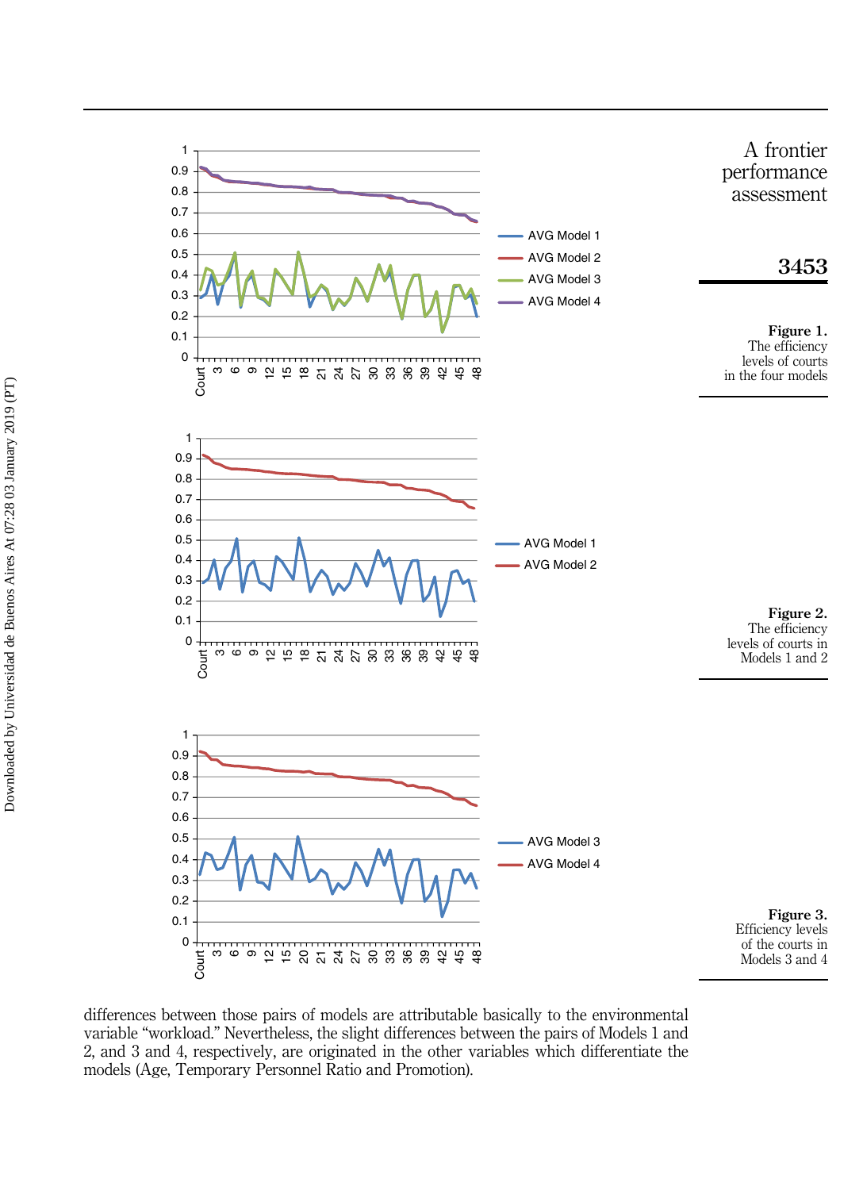**Figure 1.** The efficiency levels of courts in the four models

**Figure 2.** The efficiency levels of courts in Models 1 and 2

**Figure 3.** Efficiency levels of the courts in Models 3 and 4

differences between those pairs of models are attributable basically to the environmental variable "workload." Nevertheless, the slight differences between the pairs of Models 1 and 2, and 3 and 4, respectively, are originated in the other variables which differentiate the models (Age, Temporary Personnel Ratio and Promotion).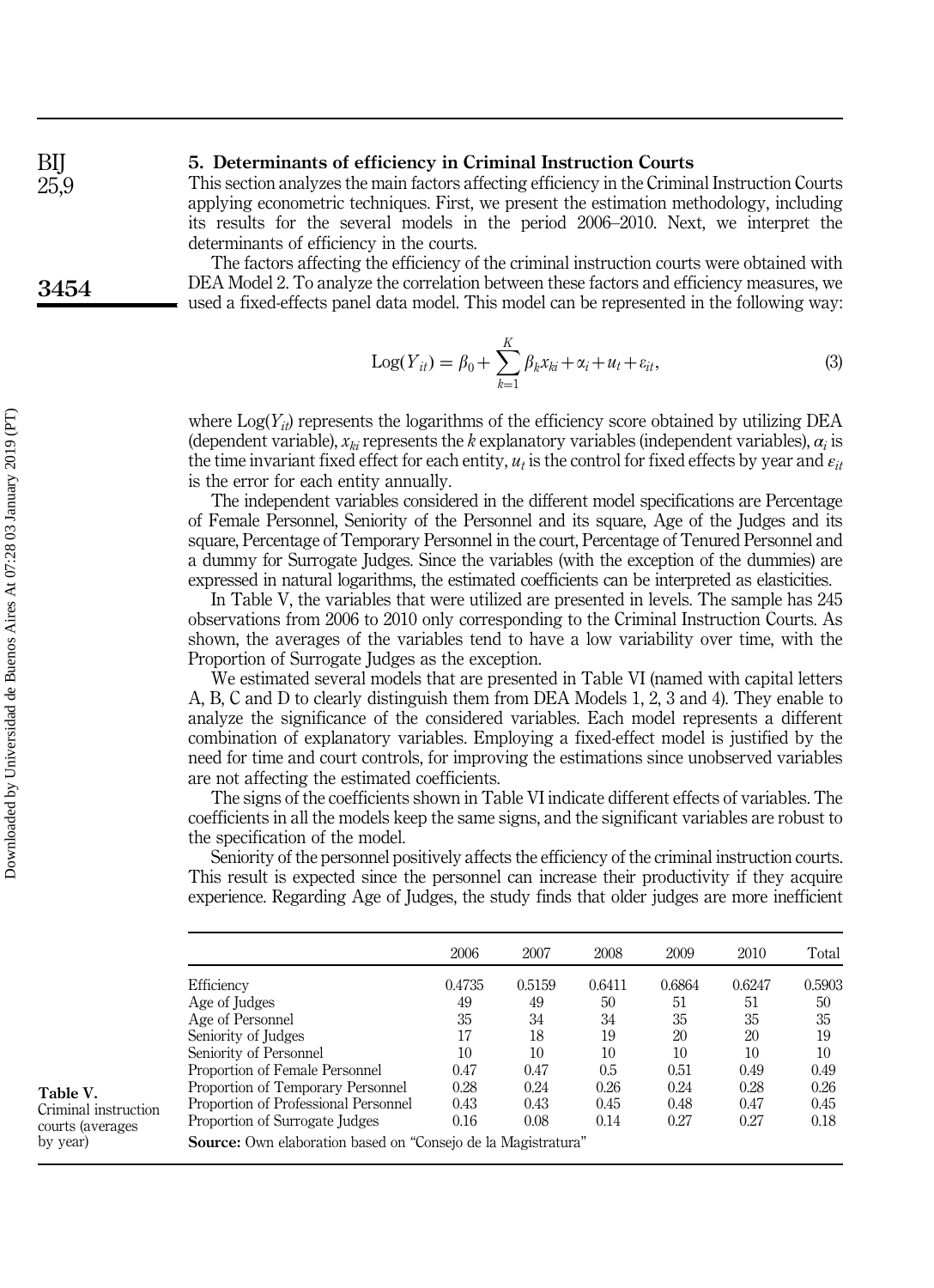## 5. Determinants of efficiency in Criminal Instruction Courts

This section analyzes the main factors affecting efficiency in the Criminal Instruction Courts applying econometric techniques. First, we present the estimation methodology, including its results for the several models in the period 2006–2010. Next, we interpret the determinants of efficiency in the courts.

The factors affecting the efficiency of the criminal instruction courts were obtained with DEA Model 2. To analyze the correlation between these factors and efficiency measures, we used a fixed-effects panel data model. This model can be represented in the following way:

$$\text{Log}(Y_{it}) = \beta_0 + \sum_{k=1}^{K} \beta_k x_{ki} + \alpha_i + u_t + \varepsilon_{it}, \tag{3}$$

where $\text{Log}(Y_{it})$ represents the logarithms of the efficiency score obtained by utilizing DEA (dependent variable), $x_{ki}$ represents the $k$ explanatory variables (independent variables), $\alpha_i$ is the time invariant fixed effect for each entity, $u_t$ is the control for fixed effects by year and $\varepsilon_{it}$ is the error for each entity annually.

The independent variables considered in the different model specifications are Percentage of Female Personnel, Seniority of the Personnel and its square, Age of the Judges and its square, Percentage of Temporary Personnel in the court, Percentage of Tenured Personnel and a dummy for Surrogate Judges. Since the variables (with the exception of the dummies) are expressed in natural logarithms, the estimated coefficients can be interpreted as elasticities.

In Table V, the variables that were utilized are presented in levels. The sample has 245 observations from 2006 to 2010 only corresponding to the Criminal Instruction Courts. As shown, the averages of the variables tend to have a low variability over time, with the Proportion of Surrogate Judges as the exception.

We estimated several models that are presented in Table VI (named with capital letters A, B, C and D to clearly distinguish them from DEA Models 1, 2, 3 and 4). They enable to analyze the significance of the considered variables. Each model represents a different combination of explanatory variables. Employing a fixed-effect model is justified by the need for time and court controls, for improving the estimations since unobserved variables are not affecting the estimated coefficients.

The signs of the coefficients shown in Table VI indicate different effects of variables. The coefficients in all the models keep the same signs, and the significant variables are robust to the specification of the model.

Seniority of the personnel positively affects the efficiency of the criminal instruction courts. This result is expected since the personnel can increase their productivity if they acquire experience. Regarding Age of Judges, the study finds that older judges are more inefficient

**Table V.** Criminal instruction courts (averages by year)

| | 2006 | 2007 | 2008 | 2009 | 2010 | Total |
|---|---|---|---|---|---|---|
| Efficiency | 0.4735 | 0.5159 | 0.6411 | 0.6864 | 0.6247 | 0.5903 |
| Age of Judges | 49 | 49 | 50 | 51 | 51 | 50 |
| Age of Personnel | 35 | 34 | 34 | 35 | 35 | 35 |
| Seniority of Judges | 17 | 18 | 19 | 20 | 20 | 19 |
| Seniority of Personnel | 10 | 10 | 10 | 10 | 10 | 10 |
| Proportion of Female Personnel | 0.47 | 0.47 | 0.5 | 0.51 | 0.49 | 0.49 |
| Proportion of Temporary Personnel | 0.28 | 0.24 | 0.26 | 0.24 | 0.28 | 0.26 |
| Proportion of Professional Personnel | 0.43 | 0.43 | 0.45 | 0.48 | 0.47 | 0.45 |
| Proportion of Surrogate Judges | 0.16 | 0.08 | 0.14 | 0.27 | 0.27 | 0.18 |

**Source:** Own elaboration based on "Consejo de la Magistratura"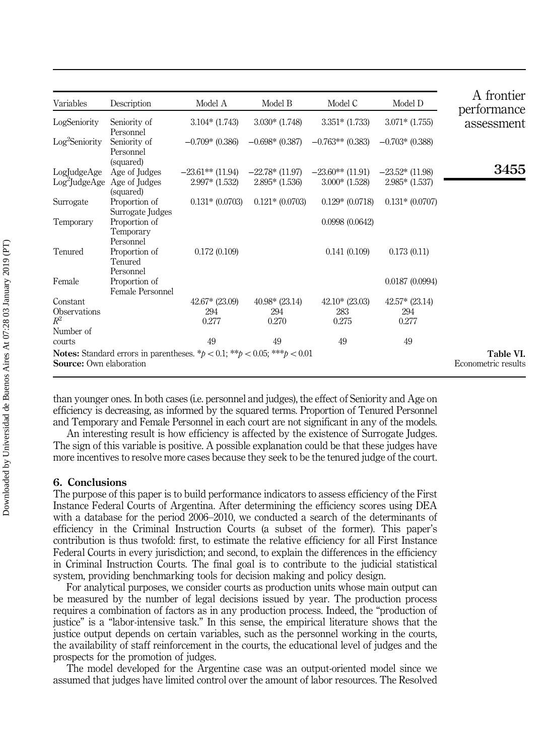| Variables | Description | Model A | Model B | Model C | Model D |
|---|---|---|---|---|---|
| LogSeniority | Seniority of Personnel | 3.104* (1.743) | 3.030* (1.748) | 3.351* (1.733) | 3.071* (1.755) |
| $Log^2$Seniority | Seniority of Personnel (squared) | −0.709* (0.386) | −0.698* (0.387) | −0.763** (0.383) | −0.703* (0.388) |
| LogJudgeAge | Age of Judges | −23.61** (11.94) | −22.78* (11.97) | −23.60** (11.91) | −23.52* (11.98) |
| $Log^2$JudgeAge | Age of Judges (squared) | 2.997* (1.532) | 2.895* (1.536) | 3.000* (1.528) | 2.985* (1.537) |
| Surrogate | Proportion of Surrogate Judges | 0.131* (0.0703) | 0.121* (0.0703) | 0.129* (0.0718) | 0.131* (0.0707) |
| Temporary | Proportion of Temporary Personnel | | | 0.0998 (0.0642) | |
| Tenured | Proportion of Tenured Personnel | 0.172 (0.109) | | 0.141 (0.109) | 0.173 (0.11) |
| Female | Proportion of Female Personnel | | | | 0.0187 (0.0994) |
| Constant | | 42.67* (23.09) | 40.98* (23.14) | 42.10* (23.03) | 42.57* (23.14) |
| Observations | | 294 | 294 | 283 | 294 |
| $R^2$ | | 0.277 | 0.270 | 0.275 | 0.277 |
| Number of courts | | 49 | 49 | 49 | 49 |

**Notes:** Standard errors in parentheses. $*p < 0.1$; $**p < 0.05$; $***p < 0.01$
**Source:** Own elaboration

**Table VI.** Econometric results

than younger ones. In both cases (i.e. personnel and judges), the effect of Seniority and Age on efficiency is decreasing, as informed by the squared terms. Proportion of Tenured Personnel and Temporary and Female Personnel in each court are not significant in any of the models.

An interesting result is how efficiency is affected by the existence of Surrogate Judges. The sign of this variable is positive. A possible explanation could be that these judges have more incentives to resolve more cases because they seek to be the tenured judge of the court.

## 6. Conclusions

The purpose of this paper is to build performance indicators to assess efficiency of the First Instance Federal Courts of Argentina. After determining the efficiency scores using DEA with a database for the period 2006–2010, we conducted a search of the determinants of efficiency in the Criminal Instruction Courts (a subset of the former). This paper's contribution is thus twofold: first, to estimate the relative efficiency for all First Instance Federal Courts in every jurisdiction; and second, to explain the differences in the efficiency in Criminal Instruction Courts. The final goal is to contribute to the judicial statistical system, providing benchmarking tools for decision making and policy design.

For analytical purposes, we consider courts as production units whose main output can be measured by the number of legal decisions issued by year. The production process requires a combination of factors as in any production process. Indeed, the "production of justice" is a "labor-intensive task." In this sense, the empirical literature shows that the justice output depends on certain variables, such as the personnel working in the courts, the availability of staff reinforcement in the courts, the educational level of judges and the prospects for the promotion of judges.

The model developed for the Argentine case was an output-oriented model since we assumed that judges have limited control over the amount of labor resources. The Resolved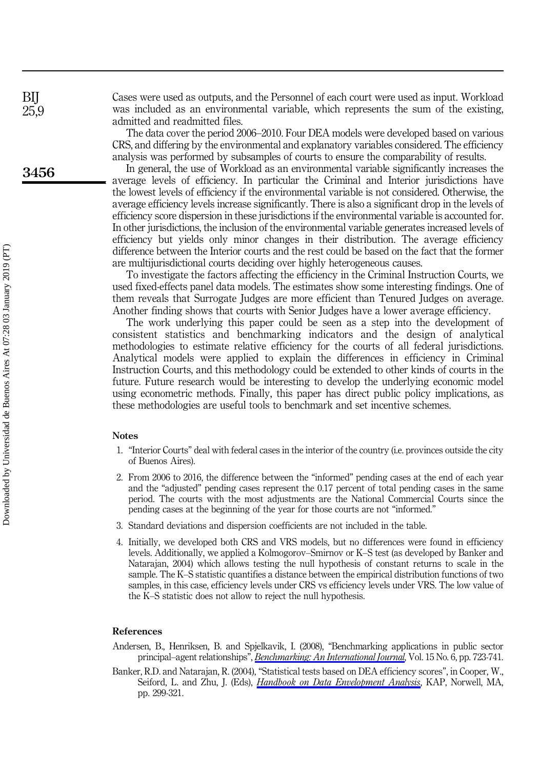Cases were used as outputs, and the Personnel of each court were used as input. Workload was included as an environmental variable, which represents the sum of the existing, admitted and readmitted files.

The data cover the period 2006–2010. Four DEA models were developed based on various CRS, and differing by the environmental and explanatory variables considered. The efficiency analysis was performed by subsamples of courts to ensure the comparability of results.

In general, the use of Workload as an environmental variable significantly increases the average levels of efficiency. In particular the Criminal and Interior jurisdictions have the lowest levels of efficiency if the environmental variable is not considered. Otherwise, the average efficiency levels increase significantly. There is also a significant drop in the levels of efficiency score dispersion in these jurisdictions if the environmental variable is accounted for. In other jurisdictions, the inclusion of the environmental variable generates increased levels of efficiency but yields only minor changes in their distribution. The average efficiency difference between the Interior courts and the rest could be based on the fact that the former are multijurisdictional courts deciding over highly heterogeneous causes.

To investigate the factors affecting the efficiency in the Criminal Instruction Courts, we used fixed-effects panel data models. The estimates show some interesting findings. One of them reveals that Surrogate Judges are more efficient than Tenured Judges on average. Another finding shows that courts with Senior Judges have a lower average efficiency.

The work underlying this paper could be seen as a step into the development of consistent statistics and benchmarking indicators and the design of analytical methodologies to estimate relative efficiency for the courts of all federal jurisdictions. Analytical models were applied to explain the differences in efficiency in Criminal Instruction Courts, and this methodology could be extended to other kinds of courts in the future. Future research would be interesting to develop the underlying economic model using econometric methods. Finally, this paper has direct public policy implications, as these methodologies are useful tools to benchmark and set incentive schemes.

## Notes

1. "Interior Courts" deal with federal cases in the interior of the country (i.e. provinces outside the city of Buenos Aires).
2. From 2006 to 2016, the difference between the "informed" pending cases at the end of each year and the "adjusted" pending cases represent the 0.17 percent of total pending cases in the same period. The courts with the most adjustments are the National Commercial Courts since the pending cases at the beginning of the year for those courts are not "informed."
3. Standard deviations and dispersion coefficients are not included in the table.
4. Initially, we developed both CRS and VRS models, but no differences were found in efficiency levels. Additionally, we applied a Kolmogorov–Smirnov or K–S test (as developed by Banker and Natarajan, 2004) which allows testing the null hypothesis of constant returns to scale in the sample. The K–S statistic quantifies a distance between the empirical distribution functions of two samples, in this case, efficiency levels under CRS vs efficiency levels under VRS. The low value of the K–S statistic does not allow to reject the null hypothesis.

## References

Andersen, B., Henriksen, B. and Spjelkavik, I. (2008), "Benchmarking applications in public sector principal–agent relationships", *Benchmarking: An International Journal*, Vol. 15 No. 6, pp. 723-741.

Banker, R.D. and Natarajan, R. (2004), "Statistical tests based on DEA efficiency scores", in Cooper, W., Seiford, L. and Zhu, J. (Eds), *Handbook on Data Envelopment Analysis*, KAP, Norwell, MA, pp. 299-321.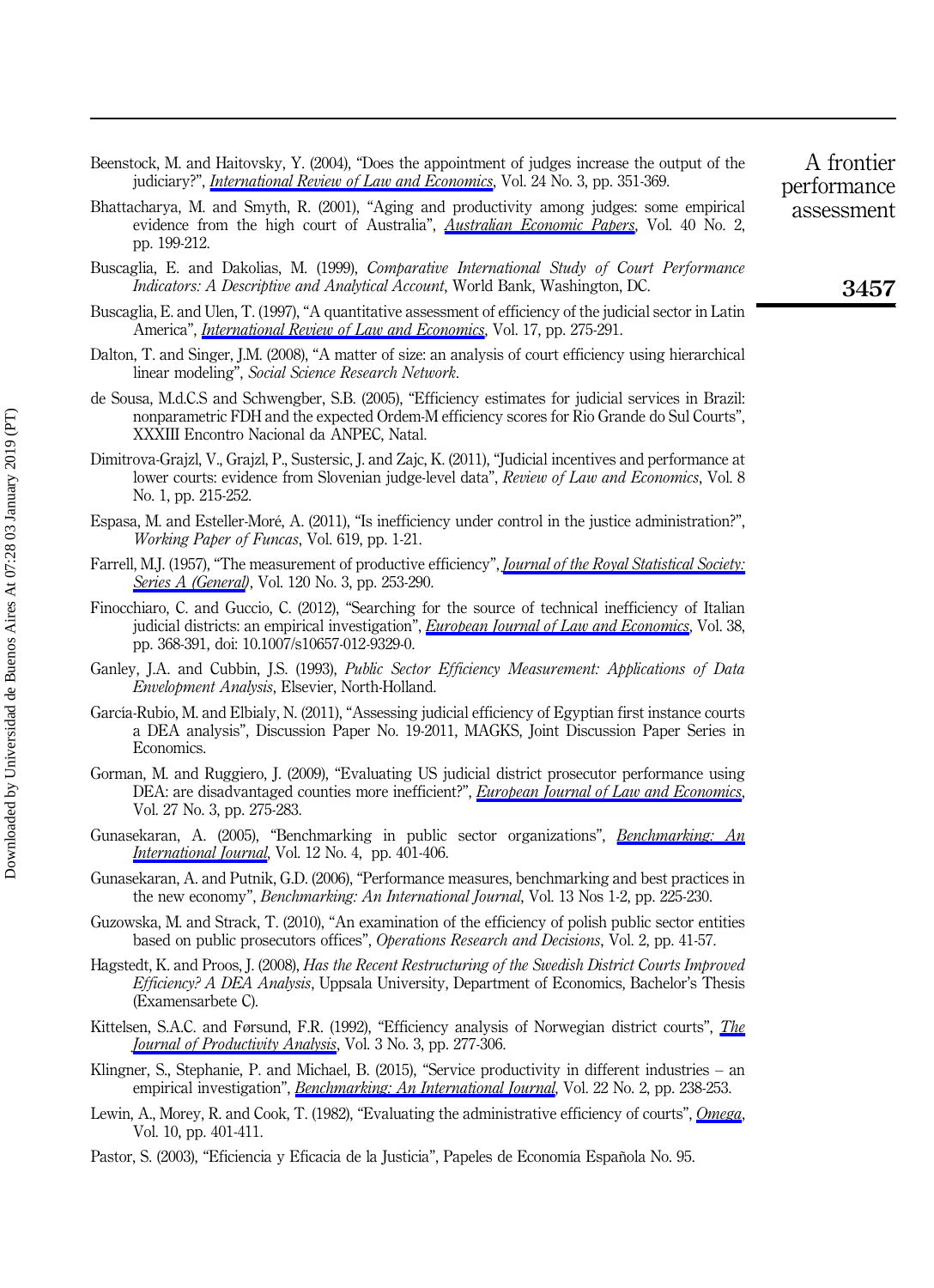Beenstock, M. and Haitovsky, Y. (2004), "Does the appointment of judges increase the output of the judiciary?", *International Review of Law and Economics*, Vol. 24 No. 3, pp. 351-369.

Bhattacharya, M. and Smyth, R. (2001), "Aging and productivity among judges: some empirical evidence from the high court of Australia", *Australian Economic Papers*, Vol. 40 No. 2, pp. 199-212.

Buscaglia, E. and Dakolias, M. (1999), *Comparative International Study of Court Performance Indicators: A Descriptive and Analytical Account*, World Bank, Washington, DC.

Buscaglia, E. and Ulen, T. (1997), "A quantitative assessment of efficiency of the judicial sector in Latin America", *International Review of Law and Economics*, Vol. 17, pp. 275-291.

Dalton, T. and Singer, J.M. (2008), "A matter of size: an analysis of court efficiency using hierarchical linear modeling", *Social Science Research Network*.

de Sousa, M.d.C.S and Schwengber, S.B. (2005), "Efficiency estimates for judicial services in Brazil: nonparametric FDH and the expected Ordem-M efficiency scores for Rio Grande do Sul Courts", XXXIII Encontro Nacional da ANPEC, Natal.

Dimitrova-Grajzl, V., Grajzl, P., Sustersic, J. and Zajc, K. (2011), "Judicial incentives and performance at lower courts: evidence from Slovenian judge-level data", *Review of Law and Economics*, Vol. 8 No. 1, pp. 215-252.

Espasa, M. and Esteller-Moré, A. (2011), "Is inefficiency under control in the justice administration?", *Working Paper of Funcas*, Vol. 619, pp. 1-21.

Farrell, M.J. (1957), "The measurement of productive efficiency", *Journal of the Royal Statistical Society: Series A (General)*, Vol. 120 No. 3, pp. 253-290.

Finocchiaro, C. and Guccio, C. (2012), "Searching for the source of technical inefficiency of Italian judicial districts: an empirical investigation", *European Journal of Law and Economics*, Vol. 38, pp. 368-391, doi: 10.1007/s10657-012-9329-0.

Ganley, J.A. and Cubbin, J.S. (1993), *Public Sector Efficiency Measurement: Applications of Data Envelopment Analysis*, Elsevier, North-Holland.

García-Rubio, M. and Elbialy, N. (2011), "Assessing judicial efficiency of Egyptian first instance courts a DEA analysis", Discussion Paper No. 19-2011, MAGKS, Joint Discussion Paper Series in Economics.

Gorman, M. and Ruggiero, J. (2009), "Evaluating US judicial district prosecutor performance using DEA: are disadvantaged counties more inefficient?", *European Journal of Law and Economics*, Vol. 27 No. 3, pp. 275-283.

Gunasekaran, A. (2005), "Benchmarking in public sector organizations", *Benchmarking: An International Journal*, Vol. 12 No. 4, pp. 401-406.

Gunasekaran, A. and Putnik, G.D. (2006), "Performance measures, benchmarking and best practices in the new economy", *Benchmarking: An International Journal*, Vol. 13 Nos 1-2, pp. 225-230.

Guzowska, M. and Strack, T. (2010), "An examination of the efficiency of polish public sector entities based on public prosecutors offices", *Operations Research and Decisions*, Vol. 2, pp. 41-57.

Hagstedt, K. and Proos, J. (2008), *Has the Recent Restructuring of the Swedish District Courts Improved Efficiency? A DEA Analysis*, Uppsala University, Department of Economics, Bachelor's Thesis (Examensarbete C).

Kittelsen, S.A.C. and Førsund, F.R. (1992), "Efficiency analysis of Norwegian district courts", *The Journal of Productivity Analysis*, Vol. 3 No. 3, pp. 277-306.

Klingner, S., Stephanie, P. and Michael, B. (2015), "Service productivity in different industries – an empirical investigation", *Benchmarking: An International Journal*, Vol. 22 No. 2, pp. 238-253.

Lewin, A., Morey, R. and Cook, T. (1982), "Evaluating the administrative efficiency of courts", *Omega*, Vol. 10, pp. 401-411.

Pastor, S. (2003), "Eficiencia y Eficacia de la Justicia", Papeles de Economía Española No. 95.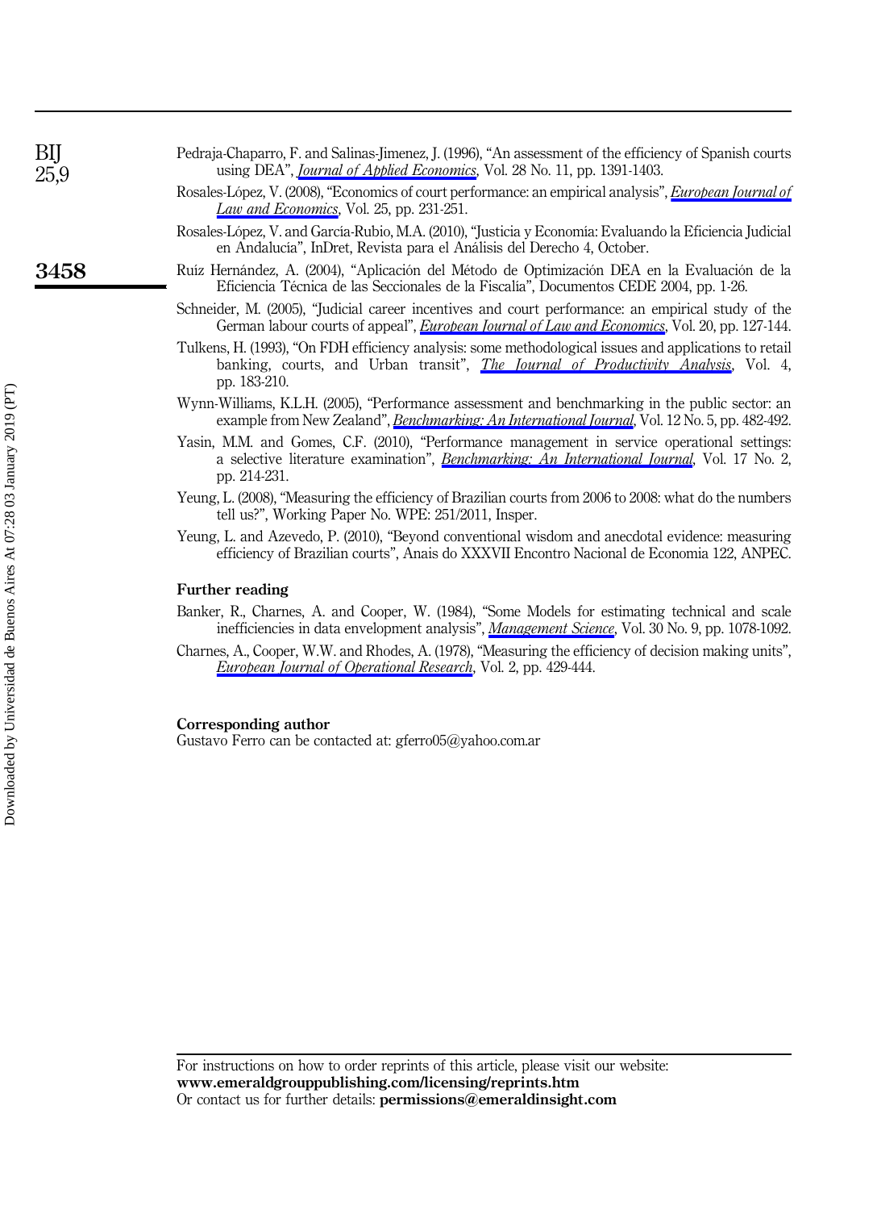Pedraja-Chaparro, F. and Salinas-Jimenez, J. (1996), "An assessment of the efficiency of Spanish courts using DEA", *Journal of Applied Economics*, Vol. 28 No. 11, pp. 1391-1403.

Rosales-López, V. (2008), "Economics of court performance: an empirical analysis", *European Journal of Law and Economics*, Vol. 25, pp. 231-251.

Rosales-López, V. and García-Rubio, M.A. (2010), "Justicia y Economía: Evaluando la Eficiencia Judicial en Andalucía", InDret, Revista para el Análisis del Derecho 4, October.

Ruíz Hernández, A. (2004), "Aplicación del Método de Optimización DEA en la Evaluación de la Eficiencia Técnica de las Seccionales de la Fiscalía", Documentos CEDE 2004, pp. 1-26.

Schneider, M. (2005), "Judicial career incentives and court performance: an empirical study of the German labour courts of appeal", *European Journal of Law and Economics*, Vol. 20, pp. 127-144.

Tulkens, H. (1993), "On FDH efficiency analysis: some methodological issues and applications to retail banking, courts, and Urban transit", *The Journal of Productivity Analysis*, Vol. 4, pp. 183-210.

Wynn-Williams, K.L.H. (2005), "Performance assessment and benchmarking in the public sector: an example from New Zealand", *Benchmarking: An International Journal*, Vol. 12 No. 5, pp. 482-492.

Yasin, M.M. and Gomes, C.F. (2010), "Performance management in service operational settings: a selective literature examination", *Benchmarking: An International Journal*, Vol. 17 No. 2, pp. 214-231.

Yeung, L. (2008), "Measuring the efficiency of Brazilian courts from 2006 to 2008: what do the numbers tell us?", Working Paper No. WPE: 251/2011, Insper.

Yeung, L. and Azevedo, P. (2010), "Beyond conventional wisdom and anecdotal evidence: measuring efficiency of Brazilian courts", Anais do XXXVII Encontro Nacional de Economia 122, ANPEC.

## Further reading

Banker, R., Charnes, A. and Cooper, W. (1984), "Some Models for estimating technical and scale inefficiencies in data envelopment analysis", *Management Science*, Vol. 30 No. 9, pp. 1078-1092.

Charnes, A., Cooper, W.W. and Rhodes, A. (1978), "Measuring the efficiency of decision making units", *European Journal of Operational Research*, Vol. 2, pp. 429-444.

## Corresponding author

Gustavo Ferro can be contacted at: gferro05@yahoo.com.ar

For instructions on how to order reprints of this article, please visit our website:
**www.emeraldgrouppublishing.com/licensing/reprints.htm**
Or contact us for further details: **permissions@emeraldinsight.com**